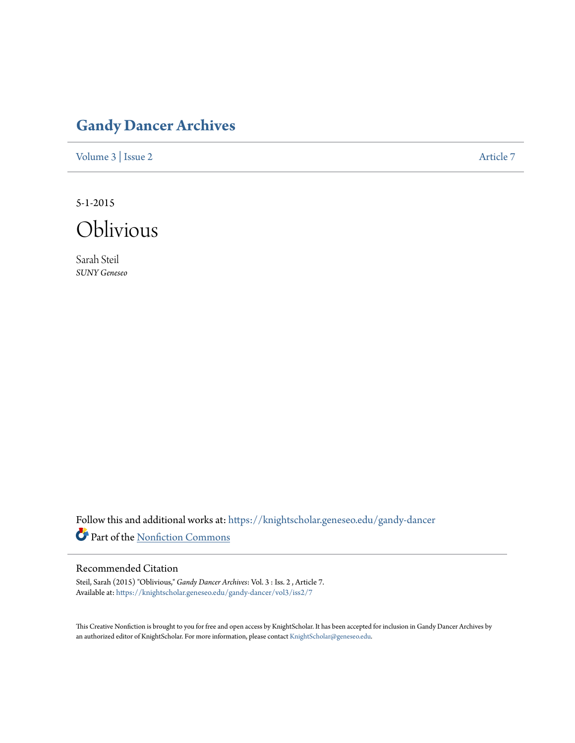# Gandy Dancer Archives

Volume 3 | Issue 2 Article 7

5-1-2015

# Oblivious

Sarah Steil
*SUNY Geneseo*

Follow this and additional works at: https://knightscholar.geneseo.edu/gandy-dancer

Part of the Nonfiction Commons

## Recommended Citation

Steil, Sarah (2015) "Oblivious," *Gandy Dancer Archives*: Vol. 3 : Iss. 2 , Article 7.
Available at: https://knightscholar.geneseo.edu/gandy-dancer/vol3/iss2/7

This Creative Nonfiction is brought to you for free and open access by KnightScholar. It has been accepted for inclusion in Gandy Dancer Archives by an authorized editor of KnightScholar. For more information, please contact KnightScholar@geneseo.edu.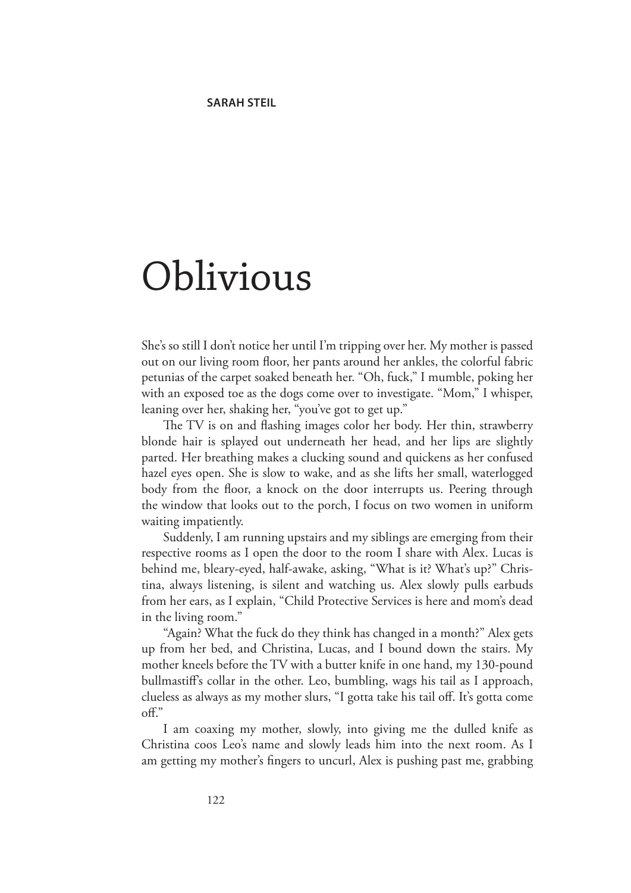**SARAH STEIL**

# Oblivious

She's so still I don't notice her until I'm tripping over her. My mother is passed out on our living room floor, her pants around her ankles, the colorful fabric petunias of the carpet soaked beneath her. "Oh, fuck," I mumble, poking her with an exposed toe as the dogs come over to investigate. "Mom," I whisper, leaning over her, shaking her, "you've got to get up."

The TV is on and flashing images color her body. Her thin, strawberry blonde hair is splayed out underneath her head, and her lips are slightly parted. Her breathing makes a clucking sound and quickens as her confused hazel eyes open. She is slow to wake, and as she lifts her small, waterlogged body from the floor, a knock on the door interrupts us. Peering through the window that looks out to the porch, I focus on two women in uniform waiting impatiently.

Suddenly, I am running upstairs and my siblings are emerging from their respective rooms as I open the door to the room I share with Alex. Lucas is behind me, bleary-eyed, half-awake, asking, "What is it? What's up?" Christina, always listening, is silent and watching us. Alex slowly pulls earbuds from her ears, as I explain, "Child Protective Services is here and mom's dead in the living room."

"Again? What the fuck do they think has changed in a month?" Alex gets up from her bed, and Christina, Lucas, and I bound down the stairs. My mother kneels before the TV with a butter knife in one hand, my 130-pound bullmastiff's collar in the other. Leo, bumbling, wags his tail as I approach, clueless as always as my mother slurs, "I gotta take his tail off. It's gotta come off."

I am coaxing my mother, slowly, into giving me the dulled knife as Christina coos Leo's name and slowly leads him into the next room. As I am getting my mother's fingers to uncurl, Alex is pushing past me, grabbing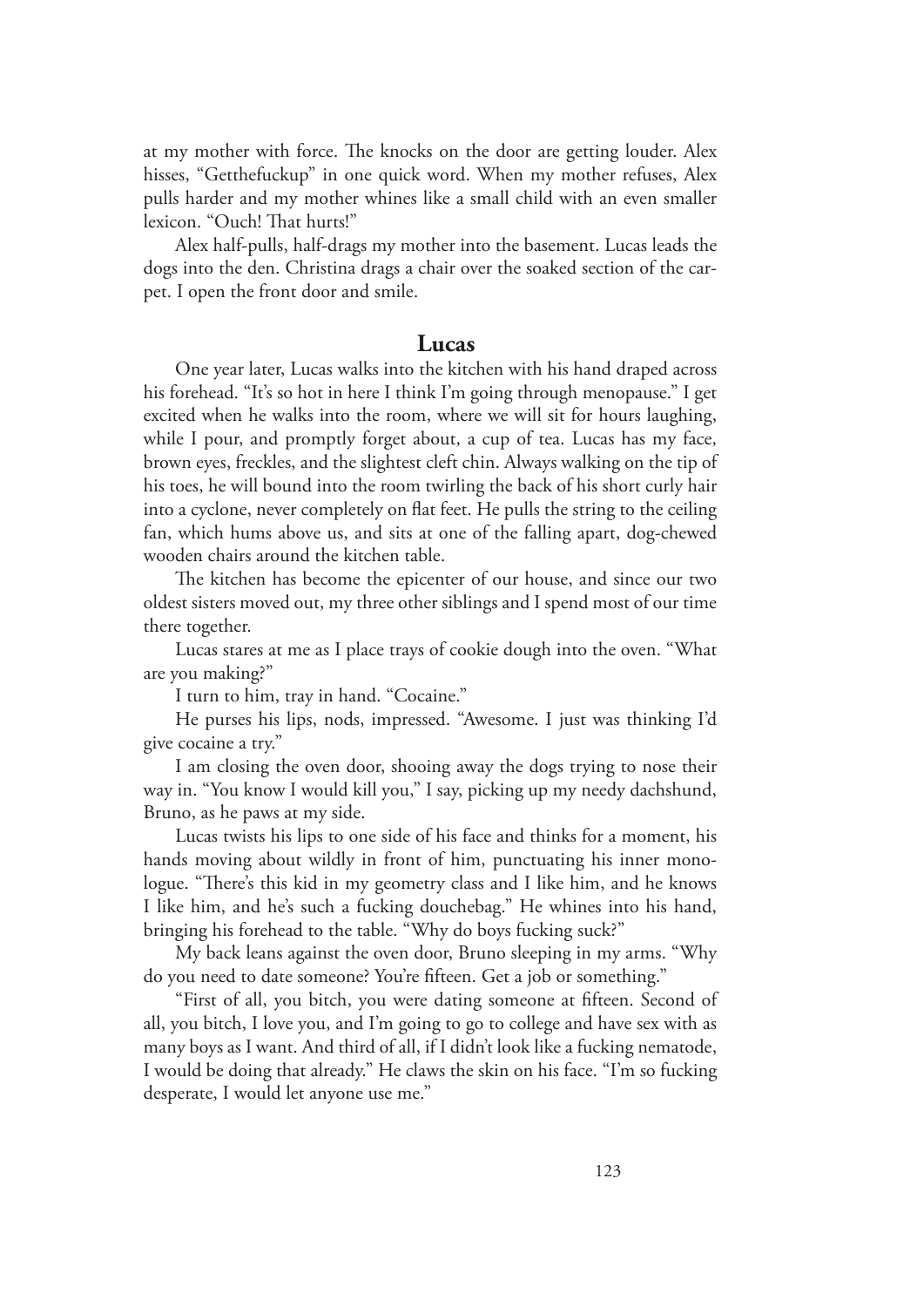at my mother with force. The knocks on the door are getting louder. Alex hisses, "Getthefuckup" in one quick word. When my mother refuses, Alex pulls harder and my mother whines like a small child with an even smaller lexicon. "Ouch! That hurts!"

Alex half-pulls, half-drags my mother into the basement. Lucas leads the dogs into the den. Christina drags a chair over the soaked section of the carpet. I open the front door and smile.

## Lucas

One year later, Lucas walks into the kitchen with his hand draped across his forehead. "It's so hot in here I think I'm going through menopause." I get excited when he walks into the room, where we will sit for hours laughing, while I pour, and promptly forget about, a cup of tea. Lucas has my face, brown eyes, freckles, and the slightest cleft chin. Always walking on the tip of his toes, he will bound into the room twirling the back of his short curly hair into a cyclone, never completely on flat feet. He pulls the string to the ceiling fan, which hums above us, and sits at one of the falling apart, dog-chewed wooden chairs around the kitchen table.

The kitchen has become the epicenter of our house, and since our two oldest sisters moved out, my three other siblings and I spend most of our time there together.

Lucas stares at me as I place trays of cookie dough into the oven. "What are you making?"

I turn to him, tray in hand. "Cocaine."

He purses his lips, nods, impressed. "Awesome. I just was thinking I'd give cocaine a try."

I am closing the oven door, shooing away the dogs trying to nose their way in. "You know I would kill you," I say, picking up my needy dachshund, Bruno, as he paws at my side.

Lucas twists his lips to one side of his face and thinks for a moment, his hands moving about wildly in front of him, punctuating his inner monologue. "There's this kid in my geometry class and I like him, and he knows I like him, and he's such a fucking douchebag." He whines into his hand, bringing his forehead to the table. "Why do boys fucking suck?"

My back leans against the oven door, Bruno sleeping in my arms. "Why do you need to date someone? You're fifteen. Get a job or something."

"First of all, you bitch, you were dating someone at fifteen. Second of all, you bitch, I love you, and I'm going to go to college and have sex with as many boys as I want. And third of all, if I didn't look like a fucking nematode, I would be doing that already." He claws the skin on his face. "I'm so fucking desperate, I would let anyone use me."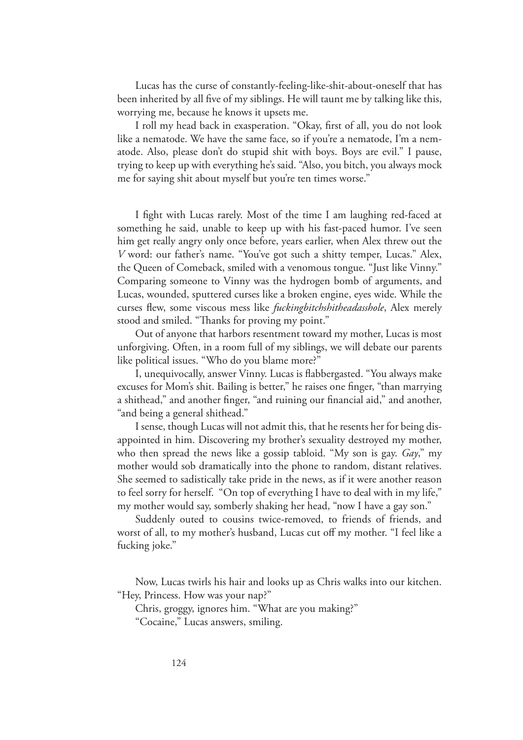Lucas has the curse of constantly-feeling-like-shit-about-oneself that has been inherited by all five of my siblings. He will taunt me by talking like this, worrying me, because he knows it upsets me.

I roll my head back in exasperation. "Okay, first of all, you do not look like a nematode. We have the same face, so if you're a nematode, I'm a nematode. Also, please don't do stupid shit with boys. Boys are evil." I pause, trying to keep up with everything he's said. "Also, you bitch, you always mock me for saying shit about myself but you're ten times worse."

I fight with Lucas rarely. Most of the time I am laughing red-faced at something he said, unable to keep up with his fast-paced humor. I've seen him get really angry only once before, years earlier, when Alex threw out the *V* word: our father's name. "You've got such a shitty temper, Lucas." Alex, the Queen of Comeback, smiled with a venomous tongue. "Just like Vinny." Comparing someone to Vinny was the hydrogen bomb of arguments, and Lucas, wounded, sputtered curses like a broken engine, eyes wide. While the curses flew, some viscous mess like *fuckingbitchshitheadasshole*, Alex merely stood and smiled. "Thanks for proving my point."

Out of anyone that harbors resentment toward my mother, Lucas is most unforgiving. Often, in a room full of my siblings, we will debate our parents like political issues. "Who do you blame more?"

I, unequivocally, answer Vinny. Lucas is flabbergasted. "You always make excuses for Mom's shit. Bailing is better," he raises one finger, "than marrying a shithead," and another finger, "and ruining our financial aid," and another, "and being a general shithead."

I sense, though Lucas will not admit this, that he resents her for being disappointed in him. Discovering my brother's sexuality destroyed my mother, who then spread the news like a gossip tabloid. "My son is gay. *Gay*," my mother would sob dramatically into the phone to random, distant relatives. She seemed to sadistically take pride in the news, as if it were another reason to feel sorry for herself. "On top of everything I have to deal with in my life," my mother would say, somberly shaking her head, "now I have a gay son."

Suddenly outed to cousins twice-removed, to friends of friends, and worst of all, to my mother's husband, Lucas cut off my mother. "I feel like a fucking joke."

Now, Lucas twirls his hair and looks up as Chris walks into our kitchen. "Hey, Princess. How was your nap?"

Chris, groggy, ignores him. "What are you making?"

"Cocaine," Lucas answers, smiling.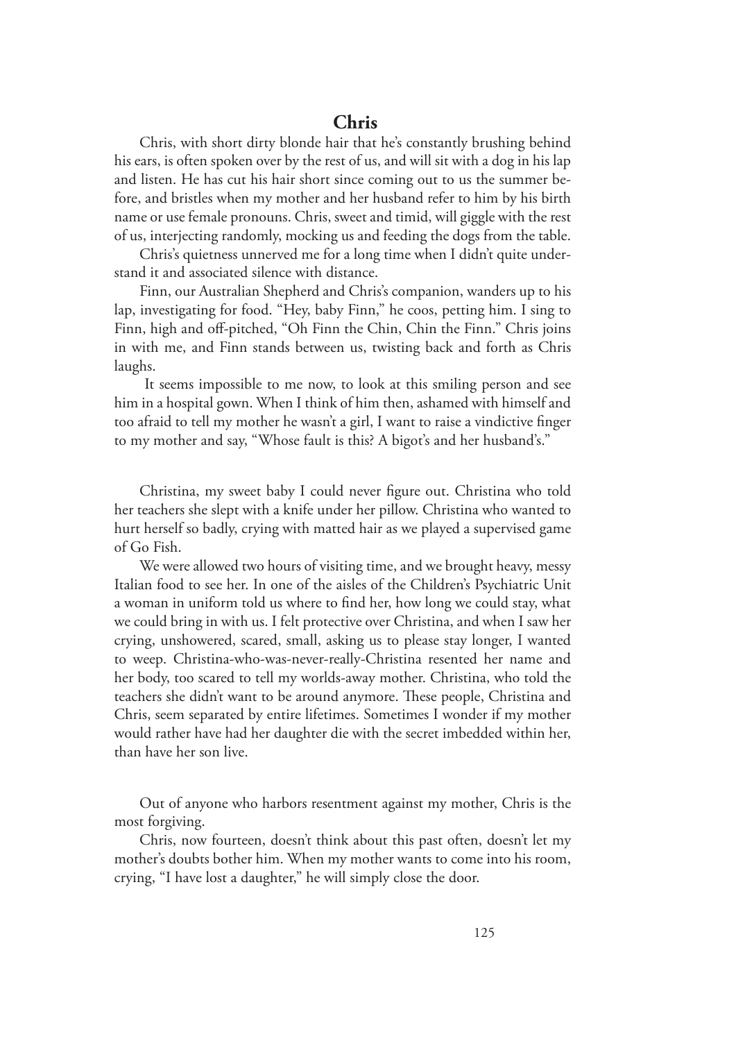## Chris

Chris, with short dirty blonde hair that he's constantly brushing behind his ears, is often spoken over by the rest of us, and will sit with a dog in his lap and listen. He has cut his hair short since coming out to us the summer before, and bristles when my mother and her husband refer to him by his birth name or use female pronouns. Chris, sweet and timid, will giggle with the rest of us, interjecting randomly, mocking us and feeding the dogs from the table.

Chris's quietness unnerved me for a long time when I didn't quite understand it and associated silence with distance.

Finn, our Australian Shepherd and Chris's companion, wanders up to his lap, investigating for food. "Hey, baby Finn," he coos, petting him. I sing to Finn, high and off-pitched, "Oh Finn the Chin, Chin the Finn." Chris joins in with me, and Finn stands between us, twisting back and forth as Chris laughs.

It seems impossible to me now, to look at this smiling person and see him in a hospital gown. When I think of him then, ashamed with himself and too afraid to tell my mother he wasn't a girl, I want to raise a vindictive finger to my mother and say, "Whose fault is this? A bigot's and her husband's."

Christina, my sweet baby I could never figure out. Christina who told her teachers she slept with a knife under her pillow. Christina who wanted to hurt herself so badly, crying with matted hair as we played a supervised game of Go Fish.

We were allowed two hours of visiting time, and we brought heavy, messy Italian food to see her. In one of the aisles of the Children's Psychiatric Unit a woman in uniform told us where to find her, how long we could stay, what we could bring in with us. I felt protective over Christina, and when I saw her crying, unshowered, scared, small, asking us to please stay longer, I wanted to weep. Christina-who-was-never-really-Christina resented her name and her body, too scared to tell my worlds-away mother. Christina, who told the teachers she didn't want to be around anymore. These people, Christina and Chris, seem separated by entire lifetimes. Sometimes I wonder if my mother would rather have had her daughter die with the secret imbedded within her, than have her son live.

Out of anyone who harbors resentment against my mother, Chris is the most forgiving.

Chris, now fourteen, doesn't think about this past often, doesn't let my mother's doubts bother him. When my mother wants to come into his room, crying, "I have lost a daughter," he will simply close the door.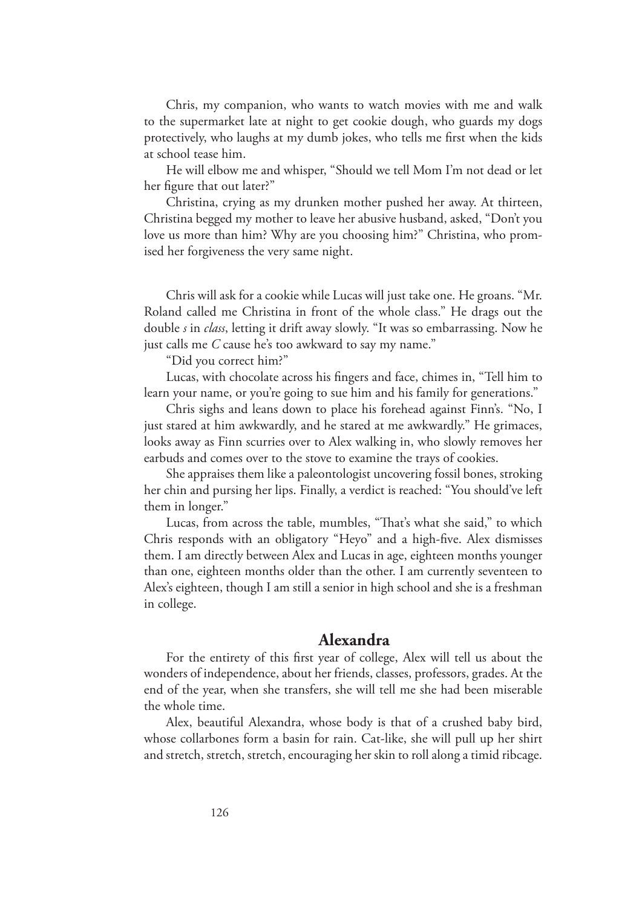Chris, my companion, who wants to watch movies with me and walk to the supermarket late at night to get cookie dough, who guards my dogs protectively, who laughs at my dumb jokes, who tells me first when the kids at school tease him.

He will elbow me and whisper, "Should we tell Mom I'm not dead or let her figure that out later?"

Christina, crying as my drunken mother pushed her away. At thirteen, Christina begged my mother to leave her abusive husband, asked, "Don't you love us more than him? Why are you choosing him?" Christina, who promised her forgiveness the very same night.

Chris will ask for a cookie while Lucas will just take one. He groans. "Mr. Roland called me Christina in front of the whole class." He drags out the double *s* in *class*, letting it drift away slowly. "It was so embarrassing. Now he just calls me *C* cause he's too awkward to say my name."

"Did you correct him?"

Lucas, with chocolate across his fingers and face, chimes in, "Tell him to learn your name, or you're going to sue him and his family for generations."

Chris sighs and leans down to place his forehead against Finn's. "No, I just stared at him awkwardly, and he stared at me awkwardly." He grimaces, looks away as Finn scurries over to Alex walking in, who slowly removes her earbuds and comes over to the stove to examine the trays of cookies.

She appraises them like a paleontologist uncovering fossil bones, stroking her chin and pursing her lips. Finally, a verdict is reached: "You should've left them in longer."

Lucas, from across the table, mumbles, "That's what she said," to which Chris responds with an obligatory "Heyo" and a high-five. Alex dismisses them. I am directly between Alex and Lucas in age, eighteen months younger than one, eighteen months older than the other. I am currently seventeen to Alex's eighteen, though I am still a senior in high school and she is a freshman in college.

## Alexandra

For the entirety of this first year of college, Alex will tell us about the wonders of independence, about her friends, classes, professors, grades. At the end of the year, when she transfers, she will tell me she had been miserable the whole time.

Alex, beautiful Alexandra, whose body is that of a crushed baby bird, whose collarbones form a basin for rain. Cat-like, she will pull up her shirt and stretch, stretch, stretch, encouraging her skin to roll along a timid ribcage.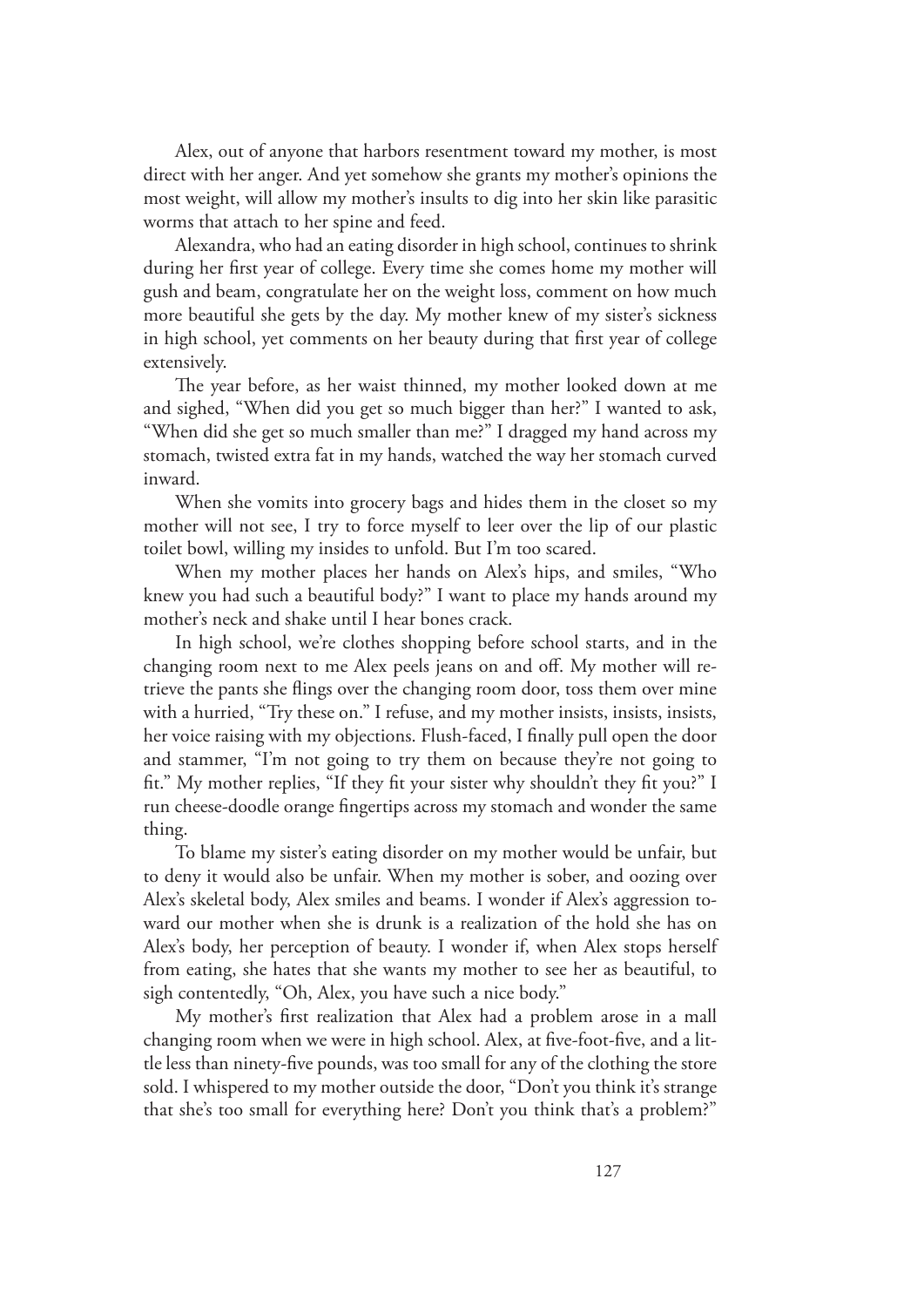Alex, out of anyone that harbors resentment toward my mother, is most direct with her anger. And yet somehow she grants my mother's opinions the most weight, will allow my mother's insults to dig into her skin like parasitic worms that attach to her spine and feed.

Alexandra, who had an eating disorder in high school, continues to shrink during her first year of college. Every time she comes home my mother will gush and beam, congratulate her on the weight loss, comment on how much more beautiful she gets by the day. My mother knew of my sister's sickness in high school, yet comments on her beauty during that first year of college extensively.

The year before, as her waist thinned, my mother looked down at me and sighed, "When did you get so much bigger than her?" I wanted to ask, "When did she get so much smaller than me?" I dragged my hand across my stomach, twisted extra fat in my hands, watched the way her stomach curved inward.

When she vomits into grocery bags and hides them in the closet so my mother will not see, I try to force myself to leer over the lip of our plastic toilet bowl, willing my insides to unfold. But I'm too scared.

When my mother places her hands on Alex's hips, and smiles, "Who knew you had such a beautiful body?" I want to place my hands around my mother's neck and shake until I hear bones crack.

In high school, we're clothes shopping before school starts, and in the changing room next to me Alex peels jeans on and off. My mother will retrieve the pants she flings over the changing room door, toss them over mine with a hurried, "Try these on." I refuse, and my mother insists, insists, insists, her voice raising with my objections. Flush-faced, I finally pull open the door and stammer, "I'm not going to try them on because they're not going to fit." My mother replies, "If they fit your sister why shouldn't they fit you?" I run cheese-doodle orange fingertips across my stomach and wonder the same thing.

To blame my sister's eating disorder on my mother would be unfair, but to deny it would also be unfair. When my mother is sober, and oozing over Alex's skeletal body, Alex smiles and beams. I wonder if Alex's aggression toward our mother when she is drunk is a realization of the hold she has on Alex's body, her perception of beauty. I wonder if, when Alex stops herself from eating, she hates that she wants my mother to see her as beautiful, to sigh contentedly, "Oh, Alex, you have such a nice body."

My mother's first realization that Alex had a problem arose in a mall changing room when we were in high school. Alex, at five-foot-five, and a little less than ninety-five pounds, was too small for any of the clothing the store sold. I whispered to my mother outside the door, "Don't you think it's strange that she's too small for everything here? Don't you think that's a problem?"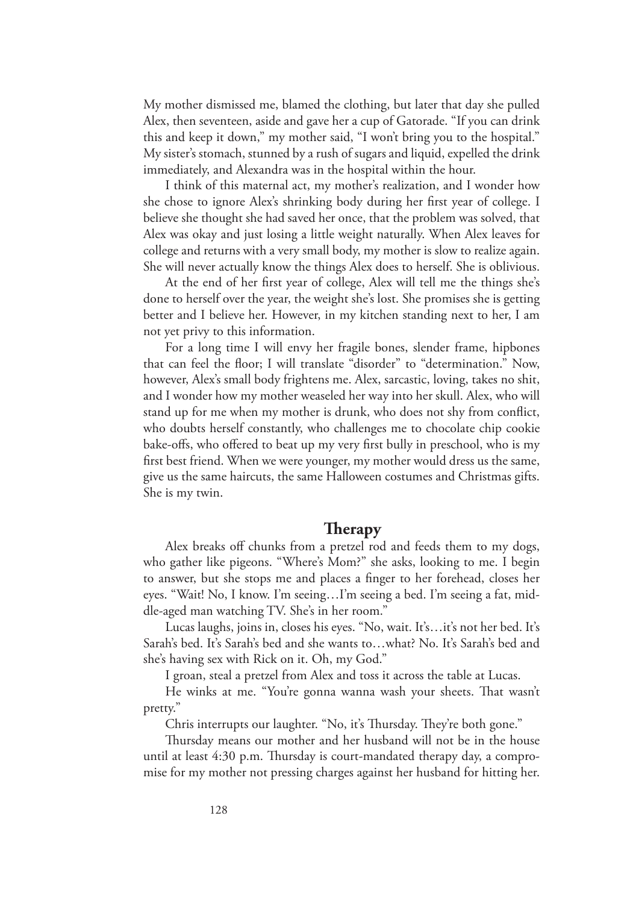My mother dismissed me, blamed the clothing, but later that day she pulled Alex, then seventeen, aside and gave her a cup of Gatorade. "If you can drink this and keep it down," my mother said, "I won't bring you to the hospital." My sister's stomach, stunned by a rush of sugars and liquid, expelled the drink immediately, and Alexandra was in the hospital within the hour.

I think of this maternal act, my mother's realization, and I wonder how she chose to ignore Alex's shrinking body during her first year of college. I believe she thought she had saved her once, that the problem was solved, that Alex was okay and just losing a little weight naturally. When Alex leaves for college and returns with a very small body, my mother is slow to realize again. She will never actually know the things Alex does to herself. She is oblivious.

At the end of her first year of college, Alex will tell me the things she's done to herself over the year, the weight she's lost. She promises she is getting better and I believe her. However, in my kitchen standing next to her, I am not yet privy to this information.

For a long time I will envy her fragile bones, slender frame, hipbones that can feel the floor; I will translate "disorder" to "determination." Now, however, Alex's small body frightens me. Alex, sarcastic, loving, takes no shit, and I wonder how my mother weaseled her way into her skull. Alex, who will stand up for me when my mother is drunk, who does not shy from conflict, who doubts herself constantly, who challenges me to chocolate chip cookie bake-offs, who offered to beat up my very first bully in preschool, who is my first best friend. When we were younger, my mother would dress us the same, give us the same haircuts, the same Halloween costumes and Christmas gifts. She is my twin.

## Therapy

Alex breaks off chunks from a pretzel rod and feeds them to my dogs, who gather like pigeons. "Where's Mom?" she asks, looking to me. I begin to answer, but she stops me and places a finger to her forehead, closes her eyes. "Wait! No, I know. I'm seeing…I'm seeing a bed. I'm seeing a fat, middle-aged man watching TV. She's in her room."

Lucas laughs, joins in, closes his eyes. "No, wait. It's…it's not her bed. It's Sarah's bed. It's Sarah's bed and she wants to…what? No. It's Sarah's bed and she's having sex with Rick on it. Oh, my God."

I groan, steal a pretzel from Alex and toss it across the table at Lucas.

He winks at me. "You're gonna wanna wash your sheets. That wasn't pretty."

Chris interrupts our laughter. "No, it's Thursday. They're both gone."

Thursday means our mother and her husband will not be in the house until at least 4:30 p.m. Thursday is court-mandated therapy day, a compromise for my mother not pressing charges against her husband for hitting her.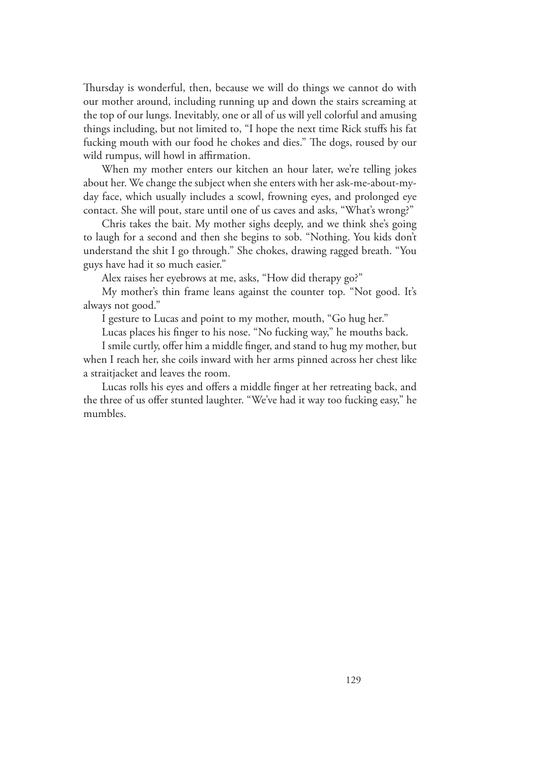Thursday is wonderful, then, because we will do things we cannot do with our mother around, including running up and down the stairs screaming at the top of our lungs. Inevitably, one or all of us will yell colorful and amusing things including, but not limited to, "I hope the next time Rick stuffs his fat fucking mouth with our food he chokes and dies." The dogs, roused by our wild rumpus, will howl in affirmation.

When my mother enters our kitchen an hour later, we're telling jokes about her. We change the subject when she enters with her ask-me-about-my-day face, which usually includes a scowl, frowning eyes, and prolonged eye contact. She will pout, stare until one of us caves and asks, "What's wrong?"

Chris takes the bait. My mother sighs deeply, and we think she's going to laugh for a second and then she begins to sob. "Nothing. You kids don't understand the shit I go through." She chokes, drawing ragged breath. "You guys have had it so much easier."

Alex raises her eyebrows at me, asks, "How did therapy go?"

My mother's thin frame leans against the counter top. "Not good. It's always not good."

I gesture to Lucas and point to my mother, mouth, "Go hug her."

Lucas places his finger to his nose. "No fucking way," he mouths back.

I smile curtly, offer him a middle finger, and stand to hug my mother, but when I reach her, she coils inward with her arms pinned across her chest like a straitjacket and leaves the room.

Lucas rolls his eyes and offers a middle finger at her retreating back, and the three of us offer stunted laughter. "We've had it way too fucking easy," he mumbles.